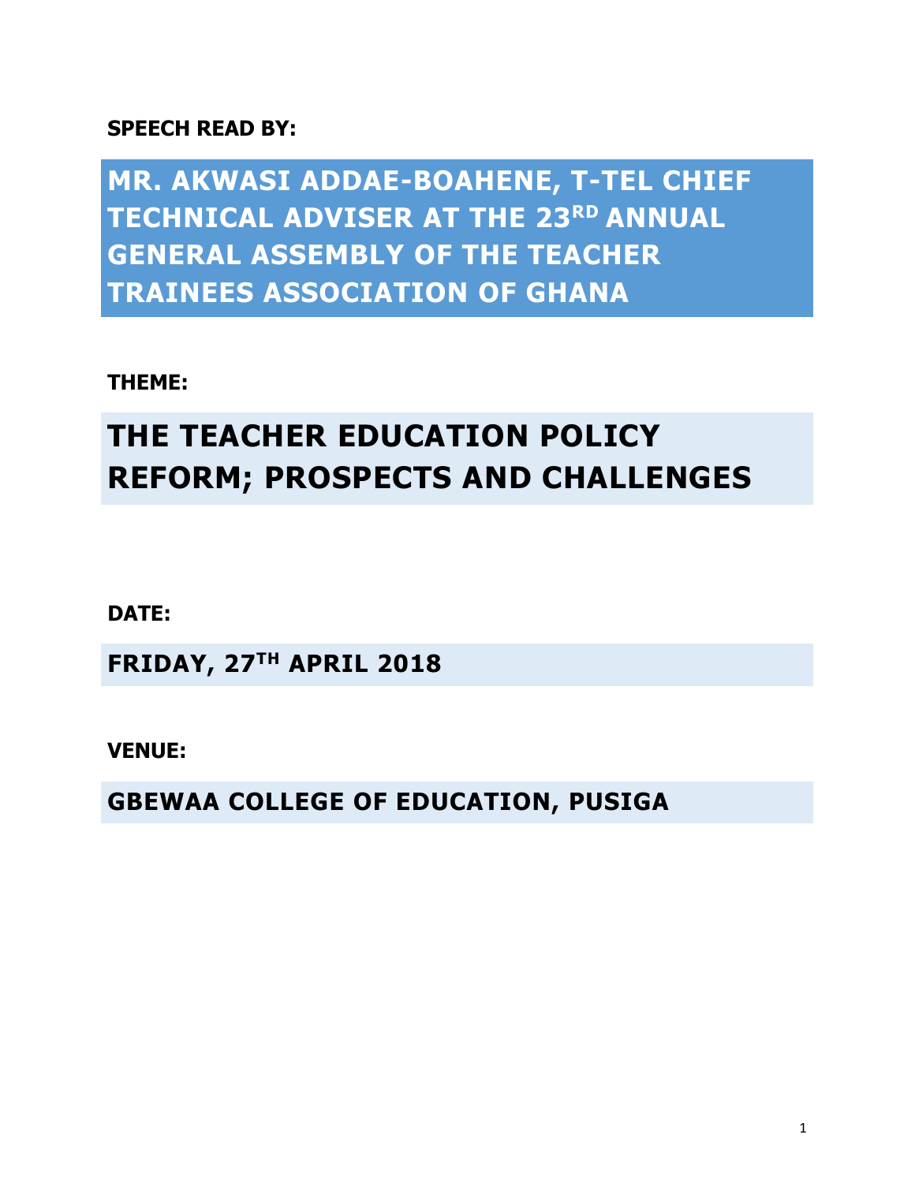**SPEECH READ BY:**

# MR. AKWASI ADDAE-BOAHENE, T-TEL CHIEF TECHNICAL ADVISER AT THE 23RD ANNUAL GENERAL ASSEMBLY OF THE TEACHER TRAINEES ASSOCIATION OF GHANA

**THEME:**

# THE TEACHER EDUCATION POLICY REFORM; PROSPECTS AND CHALLENGES

**DATE:**

## FRIDAY, 27TH APRIL 2018

**VENUE:**

## GBEWAA COLLEGE OF EDUCATION, PUSIGA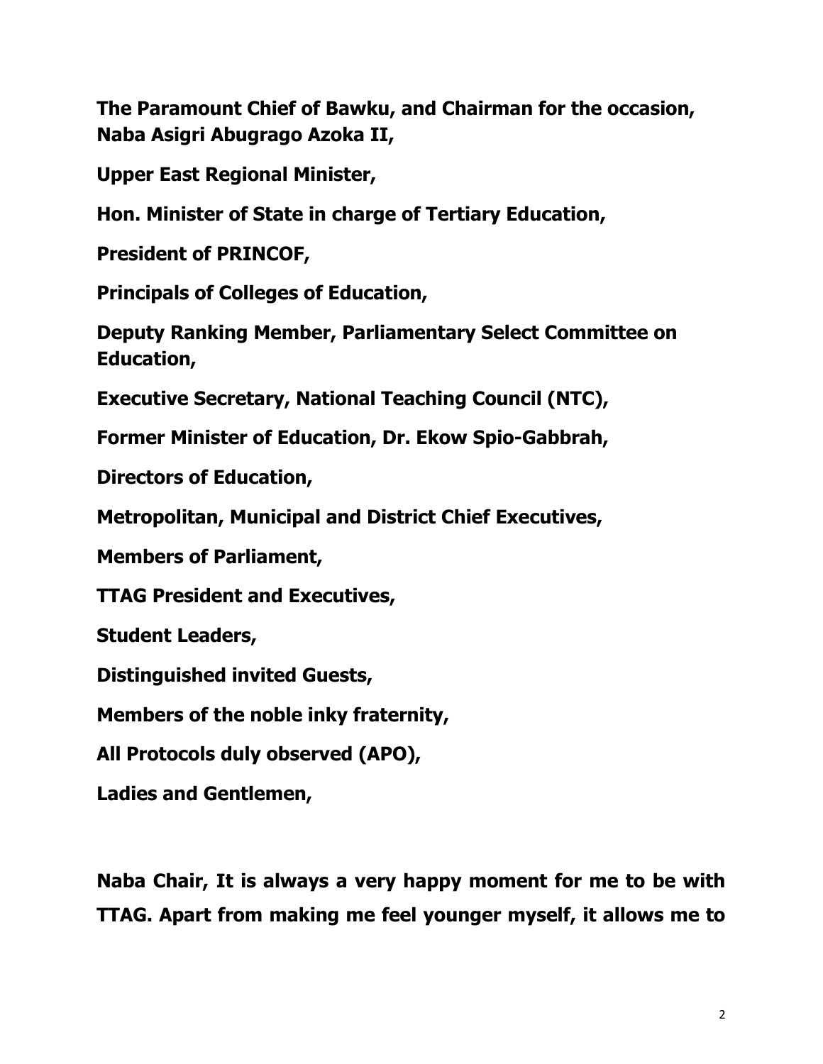**The Paramount Chief of Bawku, and Chairman for the occasion, Naba Asigri Abugrago Azoka II,**

**Upper East Regional Minister,**

**Hon. Minister of State in charge of Tertiary Education,**

**President of PRINCOF,**

**Principals of Colleges of Education,**

**Deputy Ranking Member, Parliamentary Select Committee on Education,**

**Executive Secretary, National Teaching Council (NTC),**

**Former Minister of Education, Dr. Ekow Spio-Gabbrah,**

**Directors of Education,**

**Metropolitan, Municipal and District Chief Executives,**

**Members of Parliament,**

**TTAG President and Executives,**

**Student Leaders,**

**Distinguished invited Guests,**

**Members of the noble inky fraternity,**

**All Protocols duly observed (APO),**

**Ladies and Gentlemen,**

**Naba Chair, It is always a very happy moment for me to be with TTAG. Apart from making me feel younger myself, it allows me to**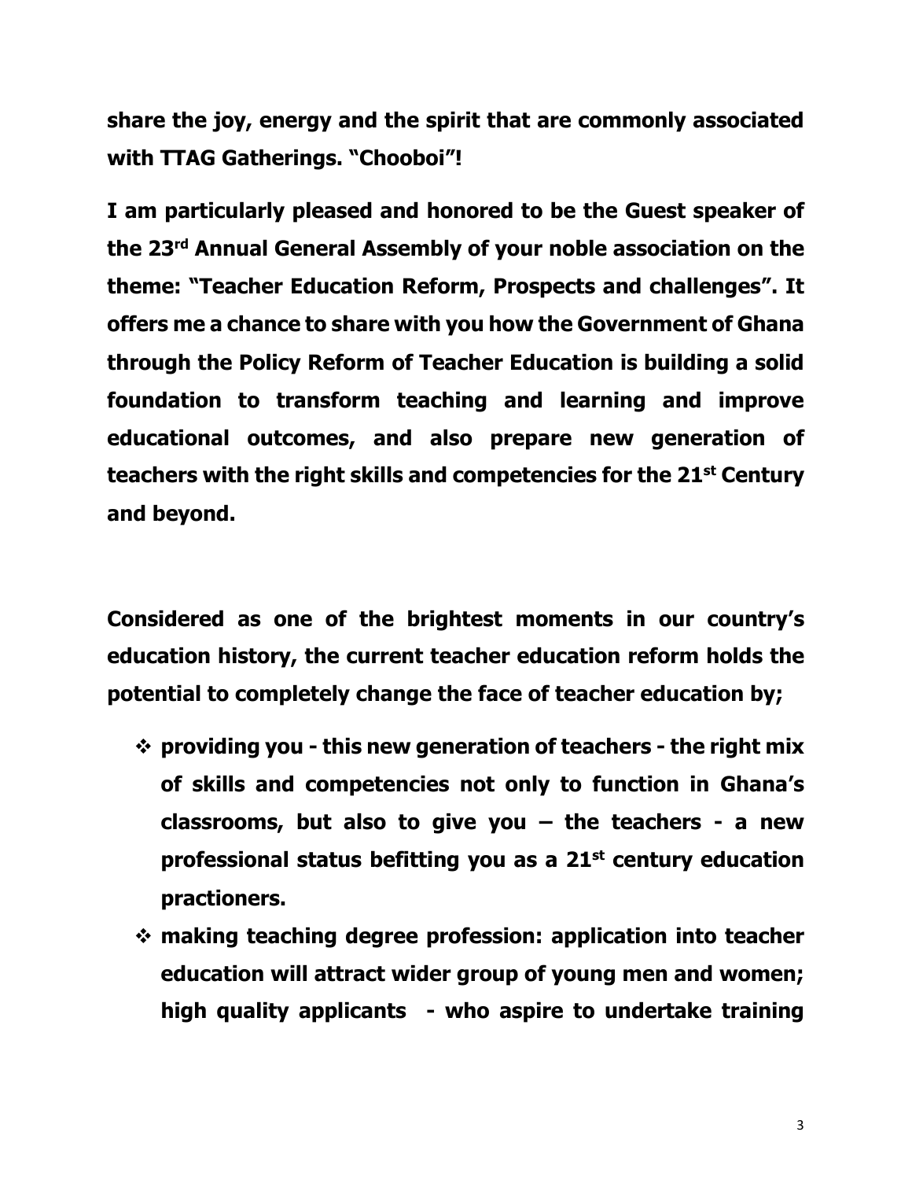**share the joy, energy and the spirit that are commonly associated with TTAG Gatherings. "Chooboi"!**

**I am particularly pleased and honored to be the Guest speaker of the 23rd Annual General Assembly of your noble association on the theme: "Teacher Education Reform, Prospects and challenges". It offers me a chance to share with you how the Government of Ghana through the Policy Reform of Teacher Education is building a solid foundation to transform teaching and learning and improve educational outcomes, and also prepare new generation of teachers with the right skills and competencies for the 21st Century and beyond.**

**Considered as one of the brightest moments in our country's education history, the current teacher education reform holds the potential to completely change the face of teacher education by;**

- **providing you - this new generation of teachers - the right mix of skills and competencies not only to function in Ghana's classrooms, but also to give you – the teachers - a new professional status befitting you as a 21st century education practioners.**
- **making teaching degree profession: application into teacher education will attract wider group of young men and women; high quality applicants - who aspire to undertake training**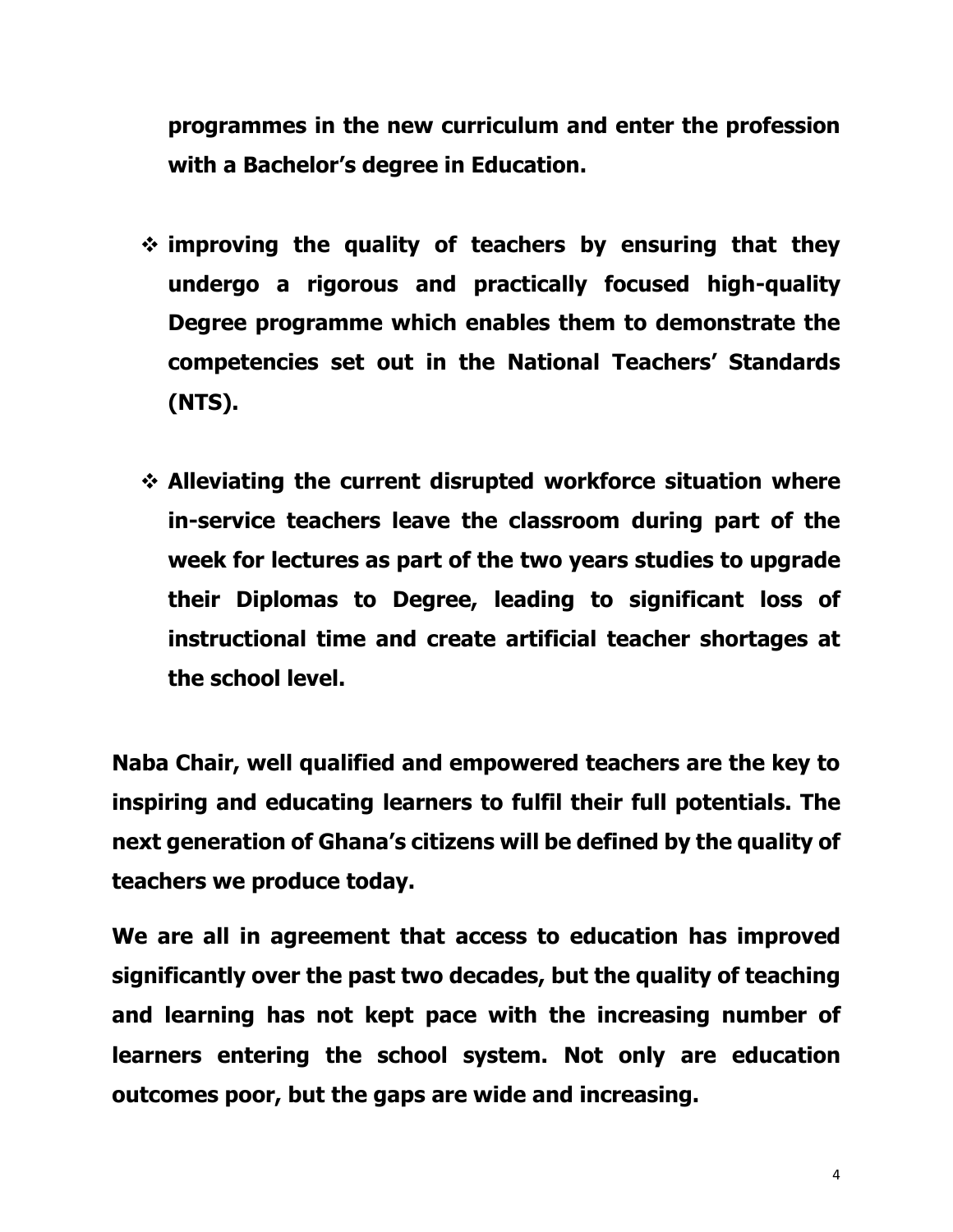**programmes in the new curriculum and enter the profession with a Bachelor's degree in Education.**

- **improving the quality of teachers by ensuring that they undergo a rigorous and practically focused high-quality Degree programme which enables them to demonstrate the competencies set out in the National Teachers' Standards (NTS).**

- **Alleviating the current disrupted workforce situation where in-service teachers leave the classroom during part of the week for lectures as part of the two years studies to upgrade their Diplomas to Degree, leading to significant loss of instructional time and create artificial teacher shortages at the school level.**

**Naba Chair, well qualified and empowered teachers are the key to inspiring and educating learners to fulfil their full potentials. The next generation of Ghana's citizens will be defined by the quality of teachers we produce today.**

**We are all in agreement that access to education has improved significantly over the past two decades, but the quality of teaching and learning has not kept pace with the increasing number of learners entering the school system. Not only are education outcomes poor, but the gaps are wide and increasing.**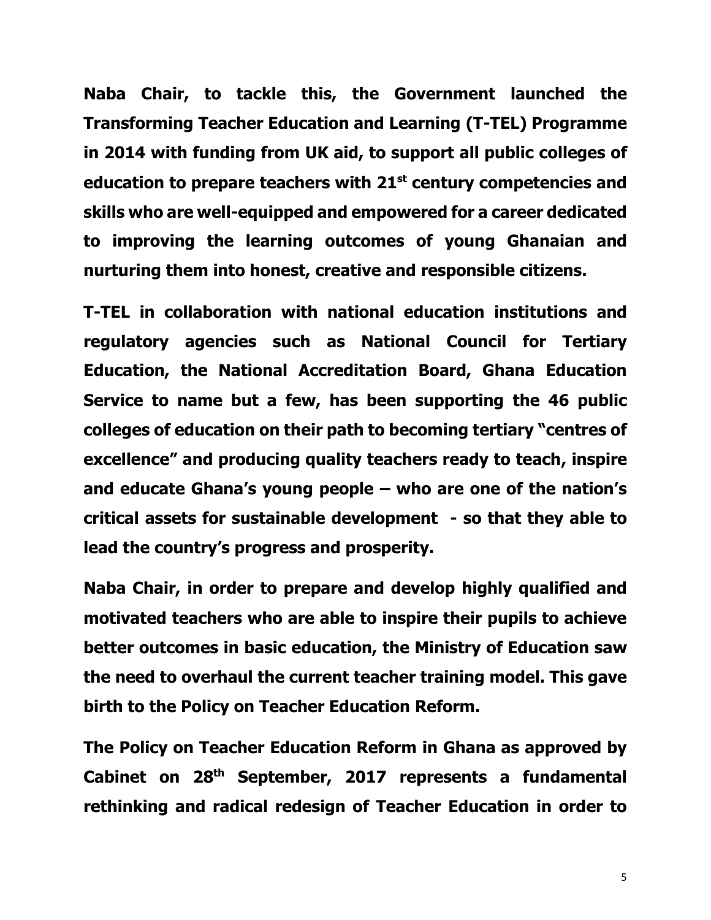**Naba Chair, to tackle this, the Government launched the Transforming Teacher Education and Learning (T-TEL) Programme in 2014 with funding from UK aid, to support all public colleges of education to prepare teachers with 21st century competencies and skills who are well-equipped and empowered for a career dedicated to improving the learning outcomes of young Ghanaian and nurturing them into honest, creative and responsible citizens.**

**T-TEL in collaboration with national education institutions and regulatory agencies such as National Council for Tertiary Education, the National Accreditation Board, Ghana Education Service to name but a few, has been supporting the 46 public colleges of education on their path to becoming tertiary "centres of excellence" and producing quality teachers ready to teach, inspire and educate Ghana's young people – who are one of the nation's critical assets for sustainable development - so that they able to lead the country's progress and prosperity.**

**Naba Chair, in order to prepare and develop highly qualified and motivated teachers who are able to inspire their pupils to achieve better outcomes in basic education, the Ministry of Education saw the need to overhaul the current teacher training model. This gave birth to the Policy on Teacher Education Reform.**

**The Policy on Teacher Education Reform in Ghana as approved by Cabinet on 28th September, 2017 represents a fundamental rethinking and radical redesign of Teacher Education in order to**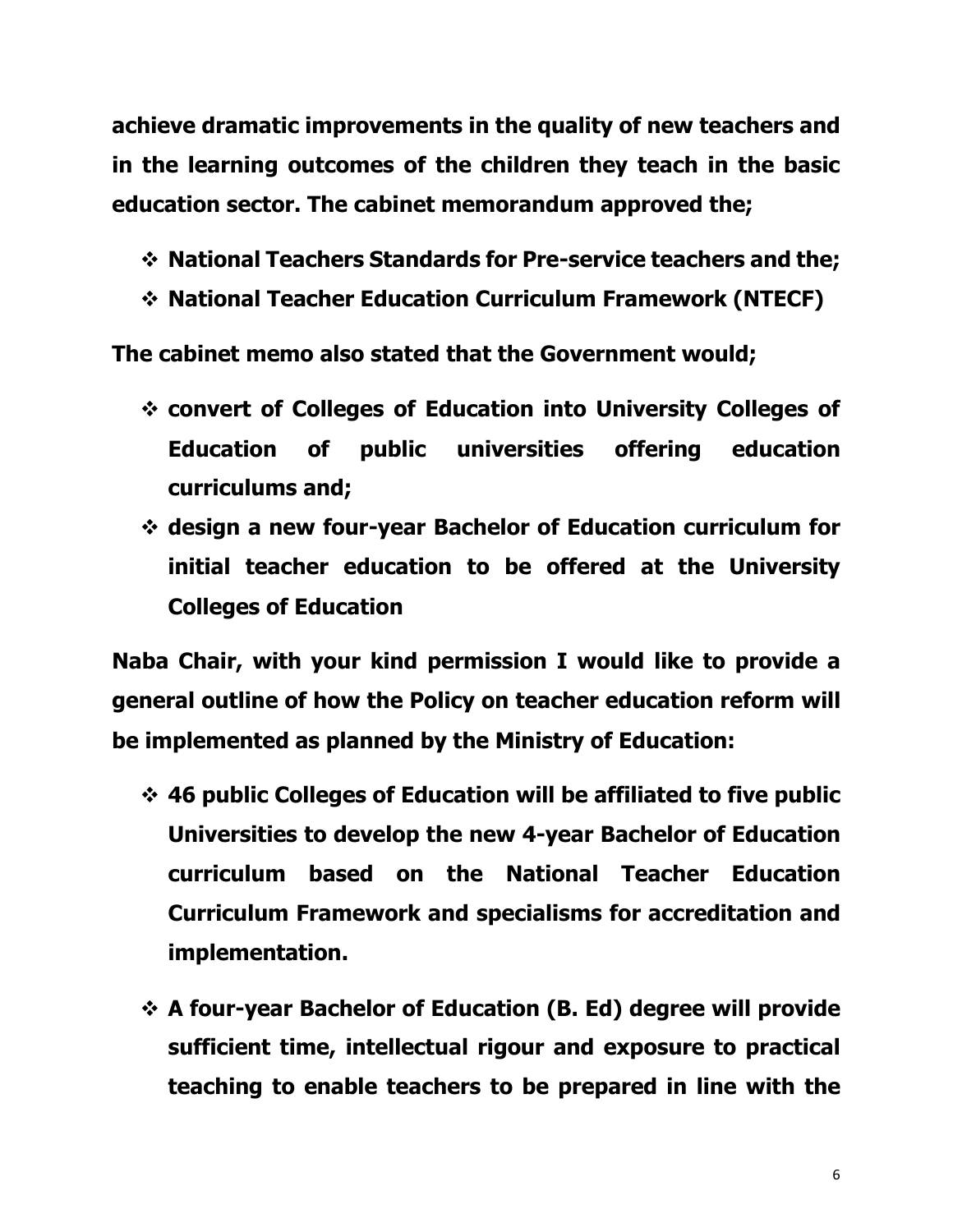**achieve dramatic improvements in the quality of new teachers and in the learning outcomes of the children they teach in the basic education sector. The cabinet memorandum approved the;**

- **National Teachers Standards for Pre-service teachers and the;**
- **National Teacher Education Curriculum Framework (NTECF)**

**The cabinet memo also stated that the Government would;**

- **convert of Colleges of Education into University Colleges of Education of public universities offering education curriculums and;**
- **design a new four-year Bachelor of Education curriculum for initial teacher education to be offered at the University Colleges of Education**

**Naba Chair, with your kind permission I would like to provide a general outline of how the Policy on teacher education reform will be implemented as planned by the Ministry of Education:**

- **46 public Colleges of Education will be affiliated to five public Universities to develop the new 4-year Bachelor of Education curriculum based on the National Teacher Education Curriculum Framework and specialisms for accreditation and implementation.**

- **A four-year Bachelor of Education (B. Ed) degree will provide sufficient time, intellectual rigour and exposure to practical teaching to enable teachers to be prepared in line with the**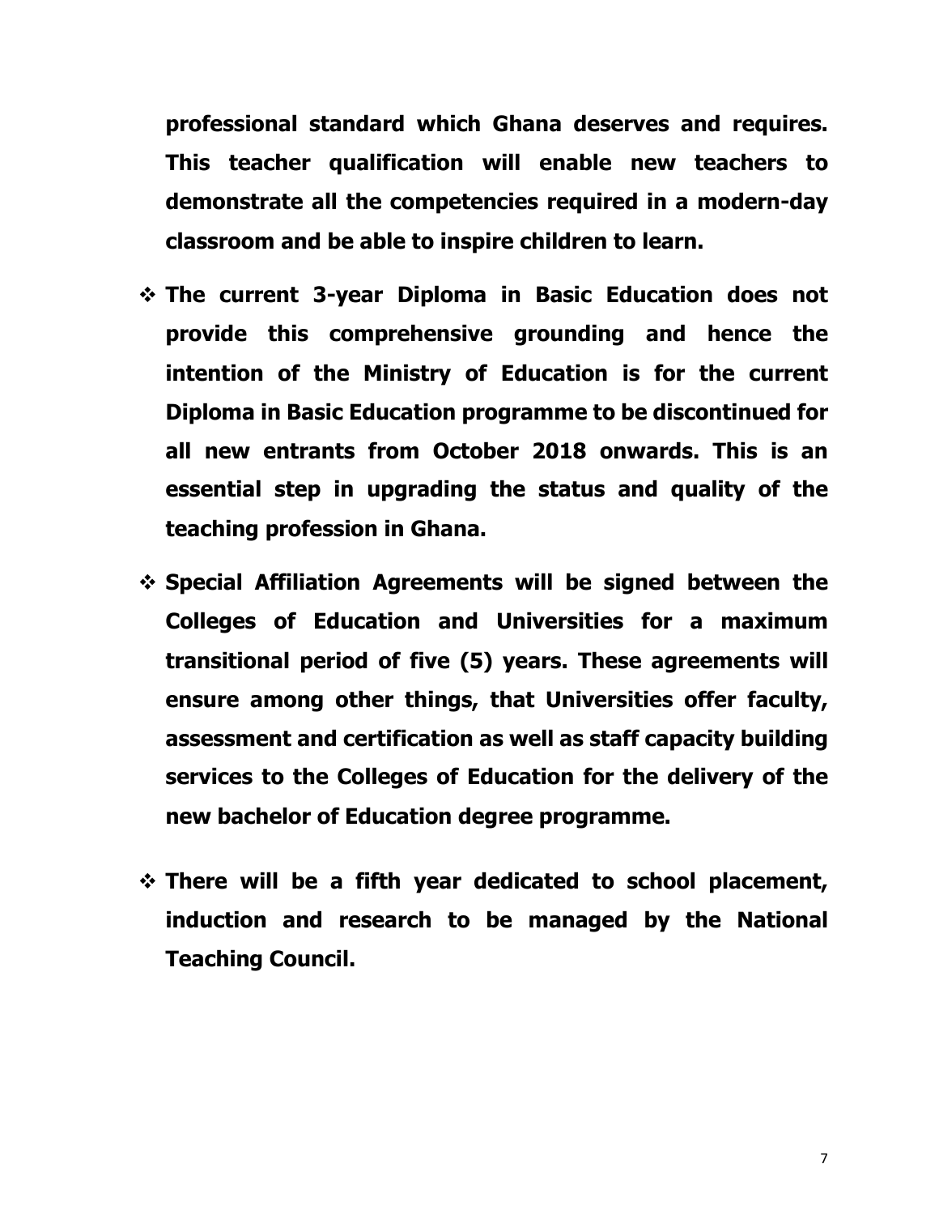**professional standard which Ghana deserves and requires. This teacher qualification will enable new teachers to demonstrate all the competencies required in a modern-day classroom and be able to inspire children to learn.**

- **The current 3-year Diploma in Basic Education does not provide this comprehensive grounding and hence the intention of the Ministry of Education is for the current Diploma in Basic Education programme to be discontinued for all new entrants from October 2018 onwards. This is an essential step in upgrading the status and quality of the teaching profession in Ghana.**

- **Special Affiliation Agreements will be signed between the Colleges of Education and Universities for a maximum transitional period of five (5) years. These agreements will ensure among other things, that Universities offer faculty, assessment and certification as well as staff capacity building services to the Colleges of Education for the delivery of the new bachelor of Education degree programme.**

- **There will be a fifth year dedicated to school placement, induction and research to be managed by the National Teaching Council.**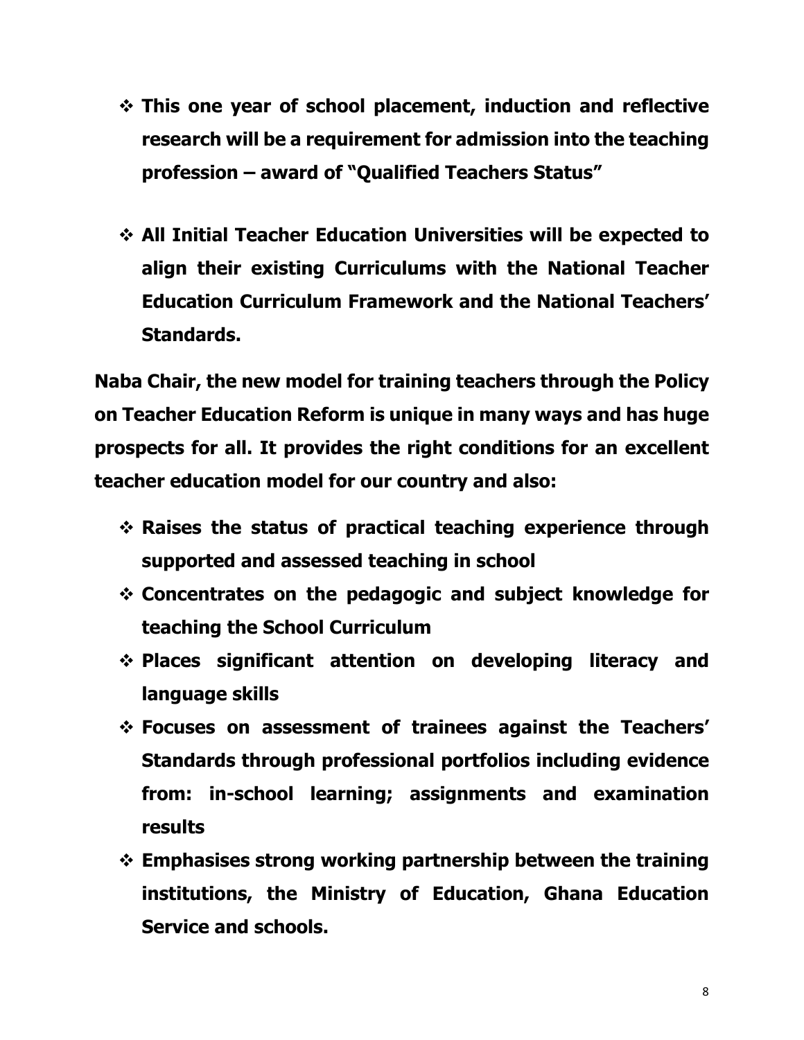- **This one year of school placement, induction and reflective research will be a requirement for admission into the teaching profession – award of "Qualified Teachers Status"**

- **All Initial Teacher Education Universities will be expected to align their existing Curriculums with the National Teacher Education Curriculum Framework and the National Teachers' Standards.**

**Naba Chair, the new model for training teachers through the Policy on Teacher Education Reform is unique in many ways and has huge prospects for all. It provides the right conditions for an excellent teacher education model for our country and also:**

- **Raises the status of practical teaching experience through supported and assessed teaching in school**
- **Concentrates on the pedagogic and subject knowledge for teaching the School Curriculum**
- **Places significant attention on developing literacy and language skills**
- **Focuses on assessment of trainees against the Teachers' Standards through professional portfolios including evidence from: in-school learning; assignments and examination results**
- **Emphasises strong working partnership between the training institutions, the Ministry of Education, Ghana Education Service and schools.**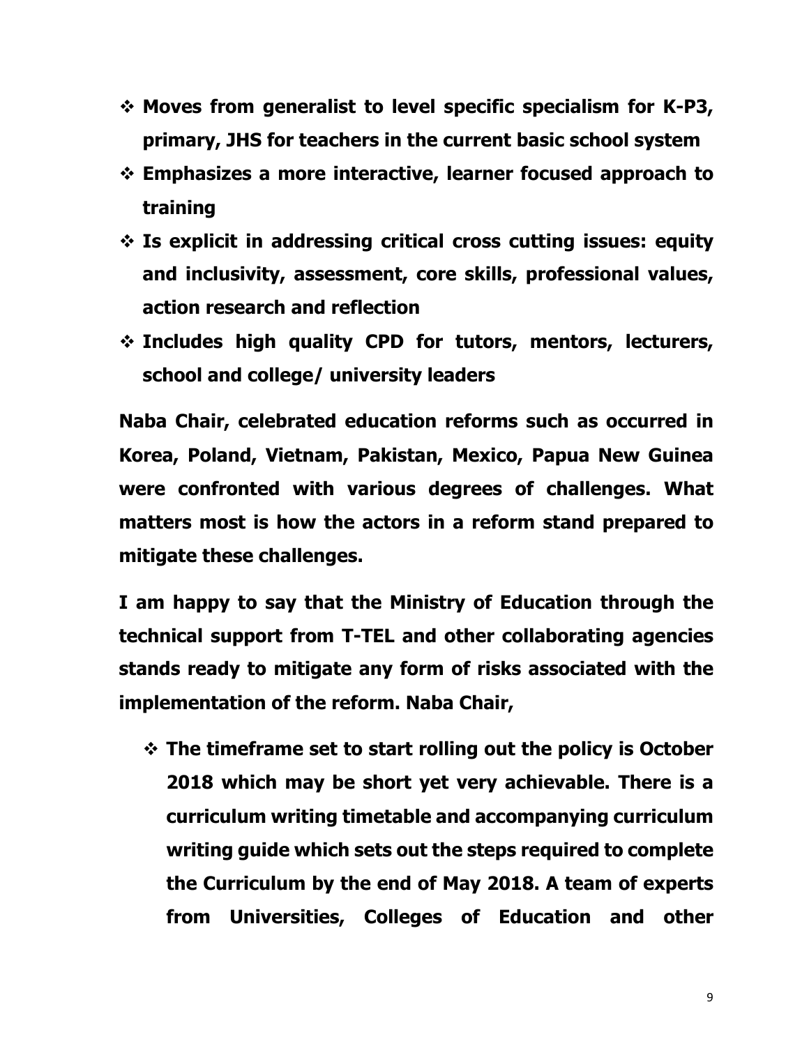- **Moves from generalist to level specific specialism for K-P3, primary, JHS for teachers in the current basic school system**
- **Emphasizes a more interactive, learner focused approach to training**
- **Is explicit in addressing critical cross cutting issues: equity and inclusivity, assessment, core skills, professional values, action research and reflection**
- **Includes high quality CPD for tutors, mentors, lecturers, school and college/ university leaders**

**Naba Chair, celebrated education reforms such as occurred in Korea, Poland, Vietnam, Pakistan, Mexico, Papua New Guinea were confronted with various degrees of challenges. What matters most is how the actors in a reform stand prepared to mitigate these challenges.**

**I am happy to say that the Ministry of Education through the technical support from T-TEL and other collaborating agencies stands ready to mitigate any form of risks associated with the implementation of the reform. Naba Chair,**

- **The timeframe set to start rolling out the policy is October 2018 which may be short yet very achievable. There is a curriculum writing timetable and accompanying curriculum writing guide which sets out the steps required to complete the Curriculum by the end of May 2018. A team of experts from Universities, Colleges of Education and other**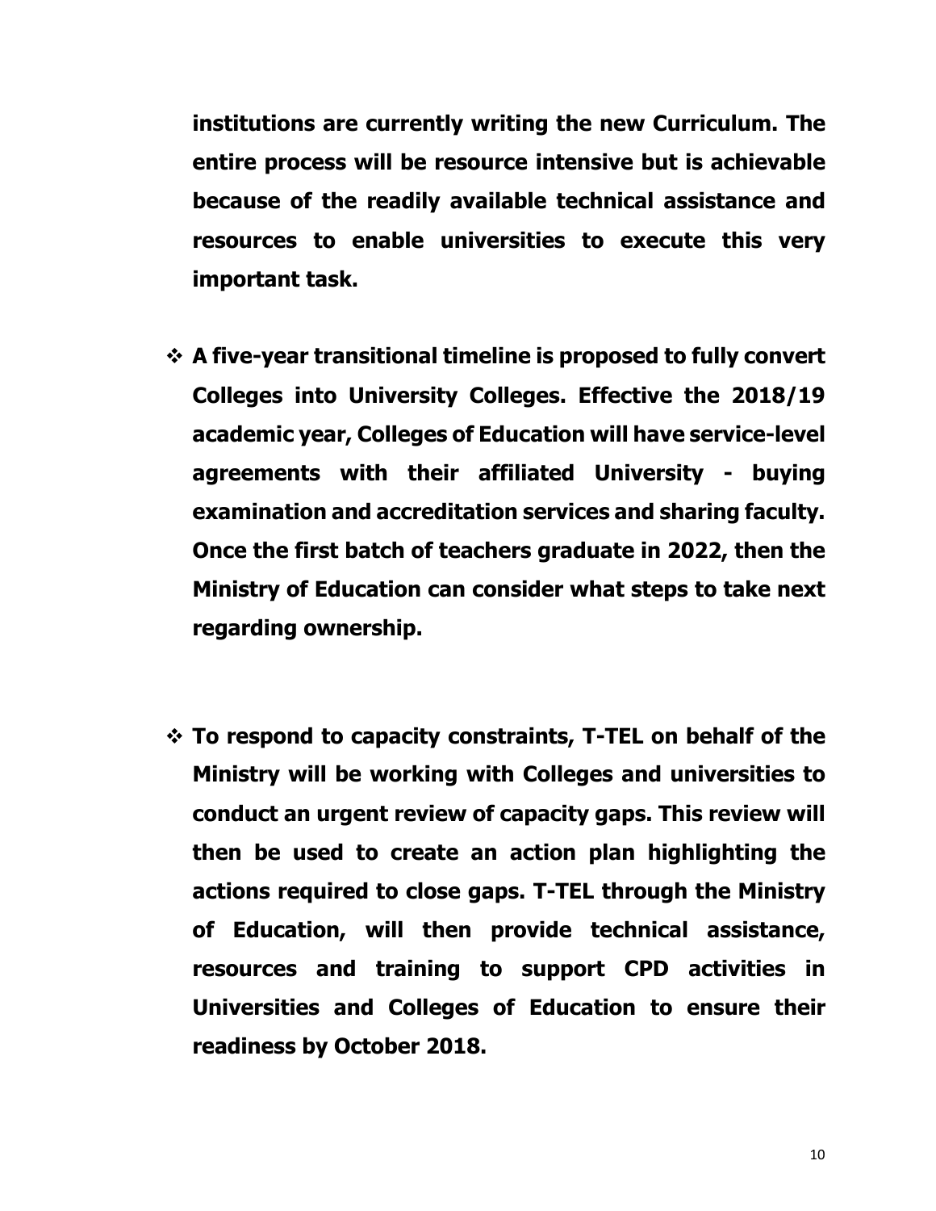**institutions are currently writing the new Curriculum. The entire process will be resource intensive but is achievable because of the readily available technical assistance and resources to enable universities to execute this very important task.**

- **A five-year transitional timeline is proposed to fully convert Colleges into University Colleges. Effective the 2018/19 academic year, Colleges of Education will have service-level agreements with their affiliated University - buying examination and accreditation services and sharing faculty. Once the first batch of teachers graduate in 2022, then the Ministry of Education can consider what steps to take next regarding ownership.**

- **To respond to capacity constraints, T-TEL on behalf of the Ministry will be working with Colleges and universities to conduct an urgent review of capacity gaps. This review will then be used to create an action plan highlighting the actions required to close gaps. T-TEL through the Ministry of Education, will then provide technical assistance, resources and training to support CPD activities in Universities and Colleges of Education to ensure their readiness by October 2018.**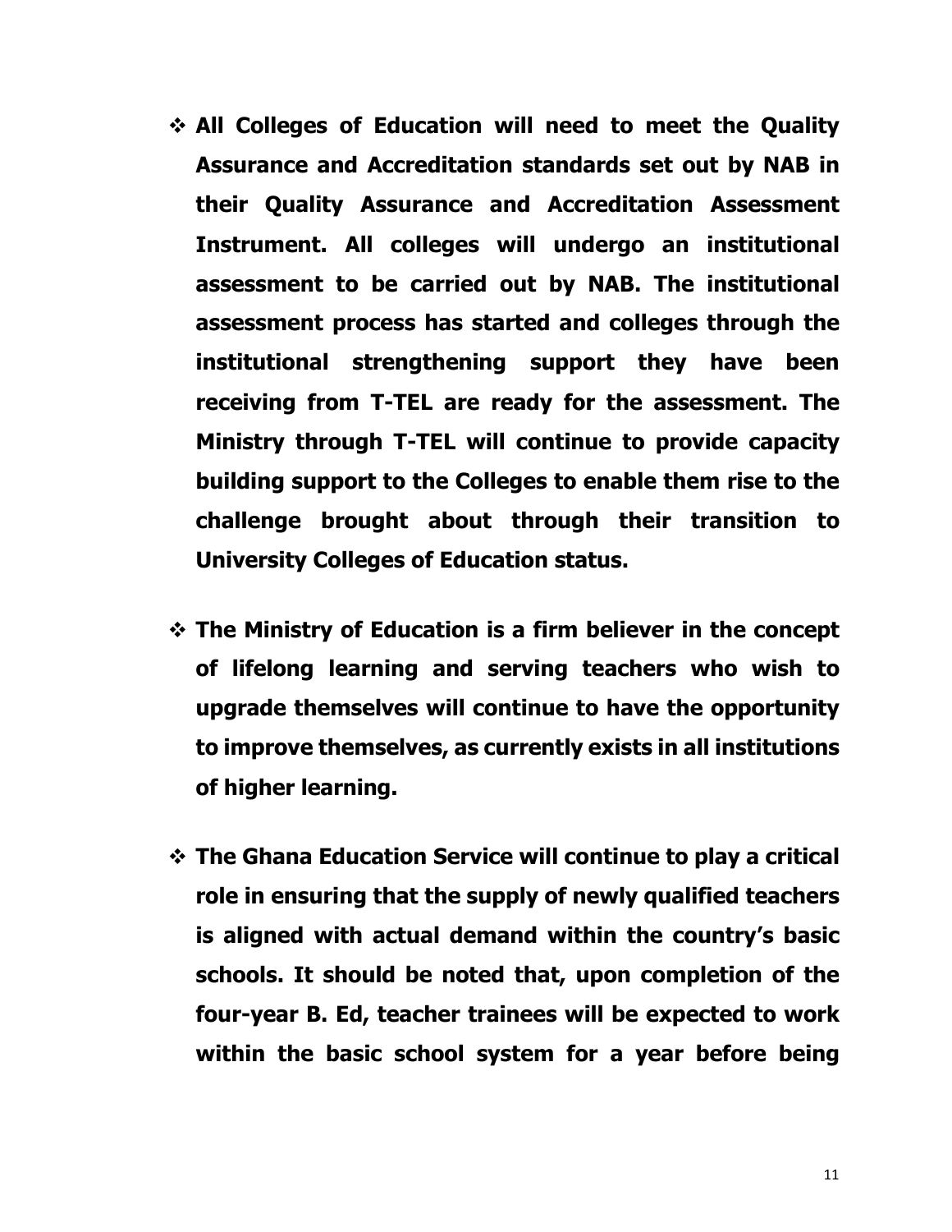- **All Colleges of Education will need to meet the Quality Assurance and Accreditation standards set out by NAB in their Quality Assurance and Accreditation Assessment Instrument. All colleges will undergo an institutional assessment to be carried out by NAB. The institutional assessment process has started and colleges through the institutional strengthening support they have been receiving from T-TEL are ready for the assessment. The Ministry through T-TEL will continue to provide capacity building support to the Colleges to enable them rise to the challenge brought about through their transition to University Colleges of Education status.**

- **The Ministry of Education is a firm believer in the concept of lifelong learning and serving teachers who wish to upgrade themselves will continue to have the opportunity to improve themselves, as currently exists in all institutions of higher learning.**

- **The Ghana Education Service will continue to play a critical role in ensuring that the supply of newly qualified teachers is aligned with actual demand within the country's basic schools. It should be noted that, upon completion of the four-year B. Ed, teacher trainees will be expected to work within the basic school system for a year before being**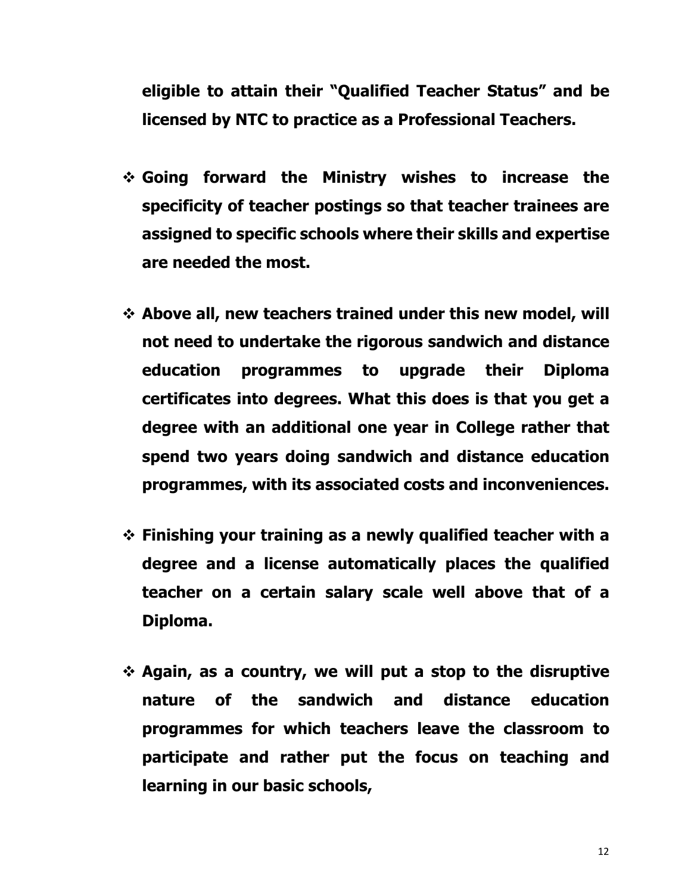**eligible to attain their "Qualified Teacher Status" and be licensed by NTC to practice as a Professional Teachers.**

- **Going forward the Ministry wishes to increase the specificity of teacher postings so that teacher trainees are assigned to specific schools where their skills and expertise are needed the most.**

- **Above all, new teachers trained under this new model, will not need to undertake the rigorous sandwich and distance education programmes to upgrade their Diploma certificates into degrees. What this does is that you get a degree with an additional one year in College rather that spend two years doing sandwich and distance education programmes, with its associated costs and inconveniences.**

- **Finishing your training as a newly qualified teacher with a degree and a license automatically places the qualified teacher on a certain salary scale well above that of a Diploma.**

- **Again, as a country, we will put a stop to the disruptive nature of the sandwich and distance education programmes for which teachers leave the classroom to participate and rather put the focus on teaching and learning in our basic schools,**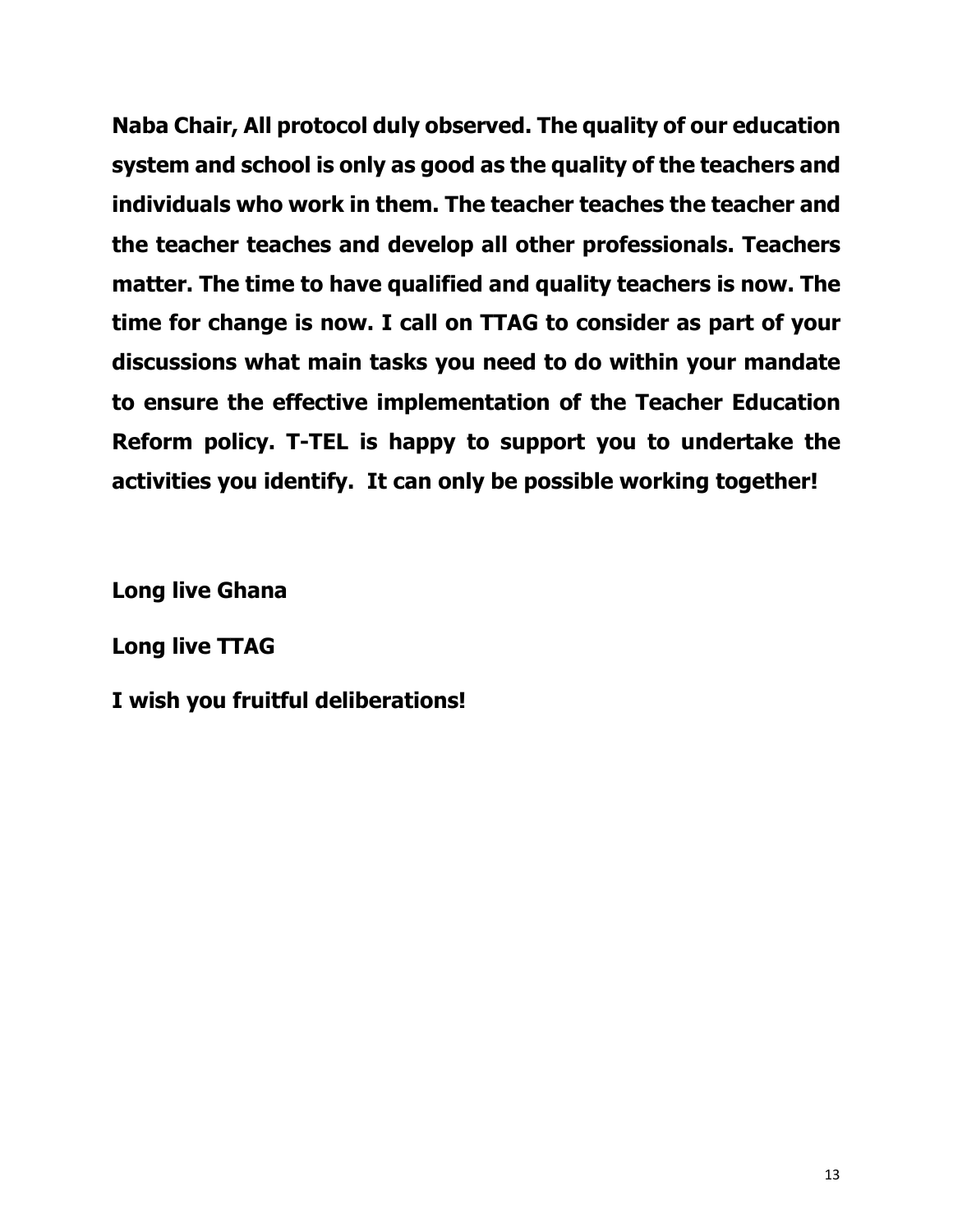**Naba Chair, All protocol duly observed. The quality of our education system and school is only as good as the quality of the teachers and individuals who work in them. The teacher teaches the teacher and the teacher teaches and develop all other professionals. Teachers matter. The time to have qualified and quality teachers is now. The time for change is now. I call on TTAG to consider as part of your discussions what main tasks you need to do within your mandate to ensure the effective implementation of the Teacher Education Reform policy. T-TEL is happy to support you to undertake the activities you identify. It can only be possible working together!**

**Long live Ghana**

**Long live TTAG**

**I wish you fruitful deliberations!**